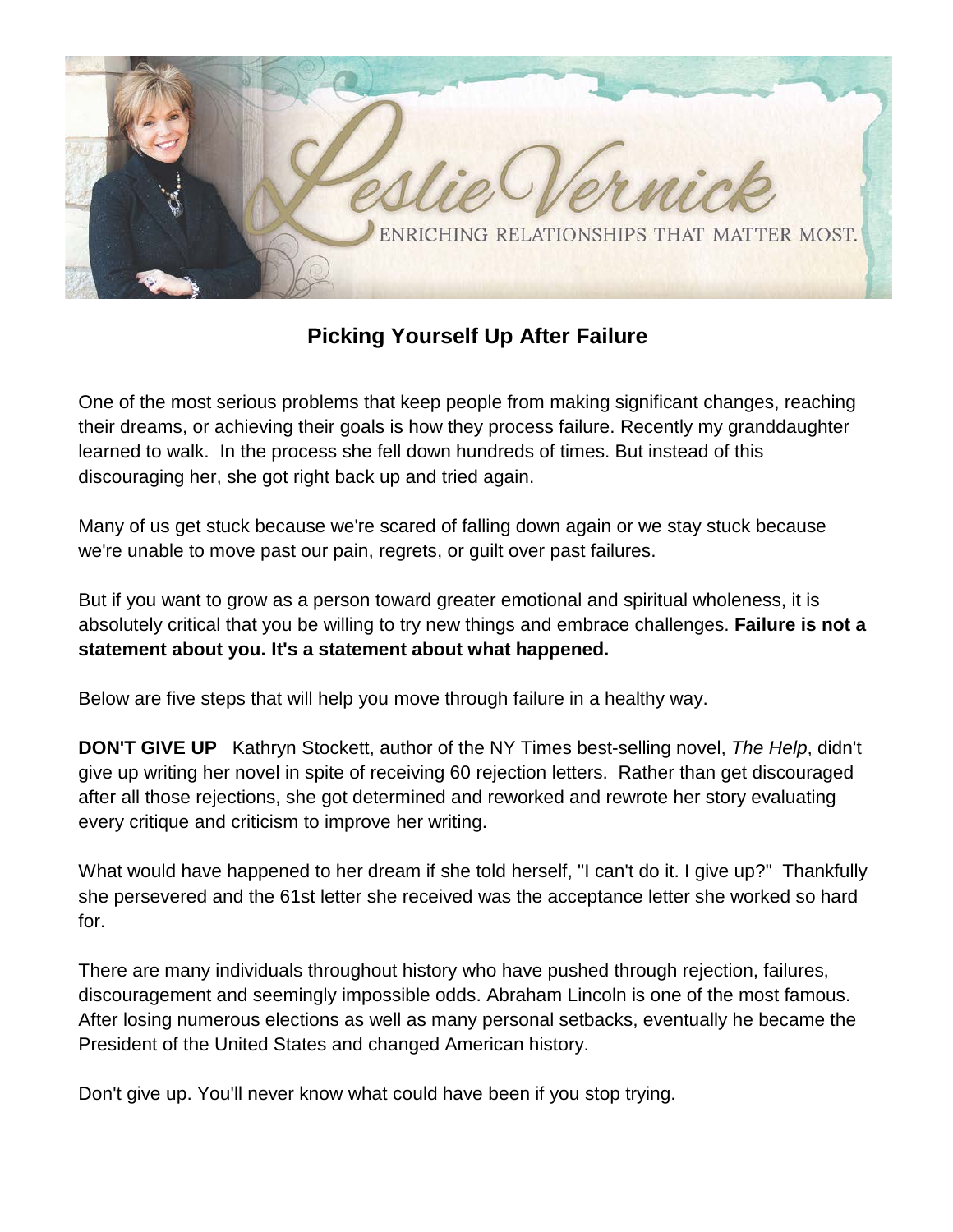Leslie Vernick

ENRICHING RELATIONSHIPS THAT MATTER MOST.

# Picking Yourself Up After Failure

One of the most serious problems that keep people from making significant changes, reaching their dreams, or achieving their goals is how they process failure. Recently my granddaughter learned to walk. In the process she fell down hundreds of times. But instead of this discouraging her, she got right back up and tried again.

Many of us get stuck because we're scared of falling down again or we stay stuck because we're unable to move past our pain, regrets, or guilt over past failures.

But if you want to grow as a person toward greater emotional and spiritual wholeness, it is absolutely critical that you be willing to try new things and embrace challenges. **Failure is not a statement about you. It's a statement about what happened.**

Below are five steps that will help you move through failure in a healthy way.

**DON'T GIVE UP** Kathryn Stockett, author of the NY Times best-selling novel, *The Help*, didn't give up writing her novel in spite of receiving 60 rejection letters. Rather than get discouraged after all those rejections, she got determined and reworked and rewrote her story evaluating every critique and criticism to improve her writing.

What would have happened to her dream if she told herself, "I can't do it. I give up?" Thankfully she persevered and the 61st letter she received was the acceptance letter she worked so hard for.

There are many individuals throughout history who have pushed through rejection, failures, discouragement and seemingly impossible odds. Abraham Lincoln is one of the most famous. After losing numerous elections as well as many personal setbacks, eventually he became the President of the United States and changed American history.

Don't give up. You'll never know what could have been if you stop trying.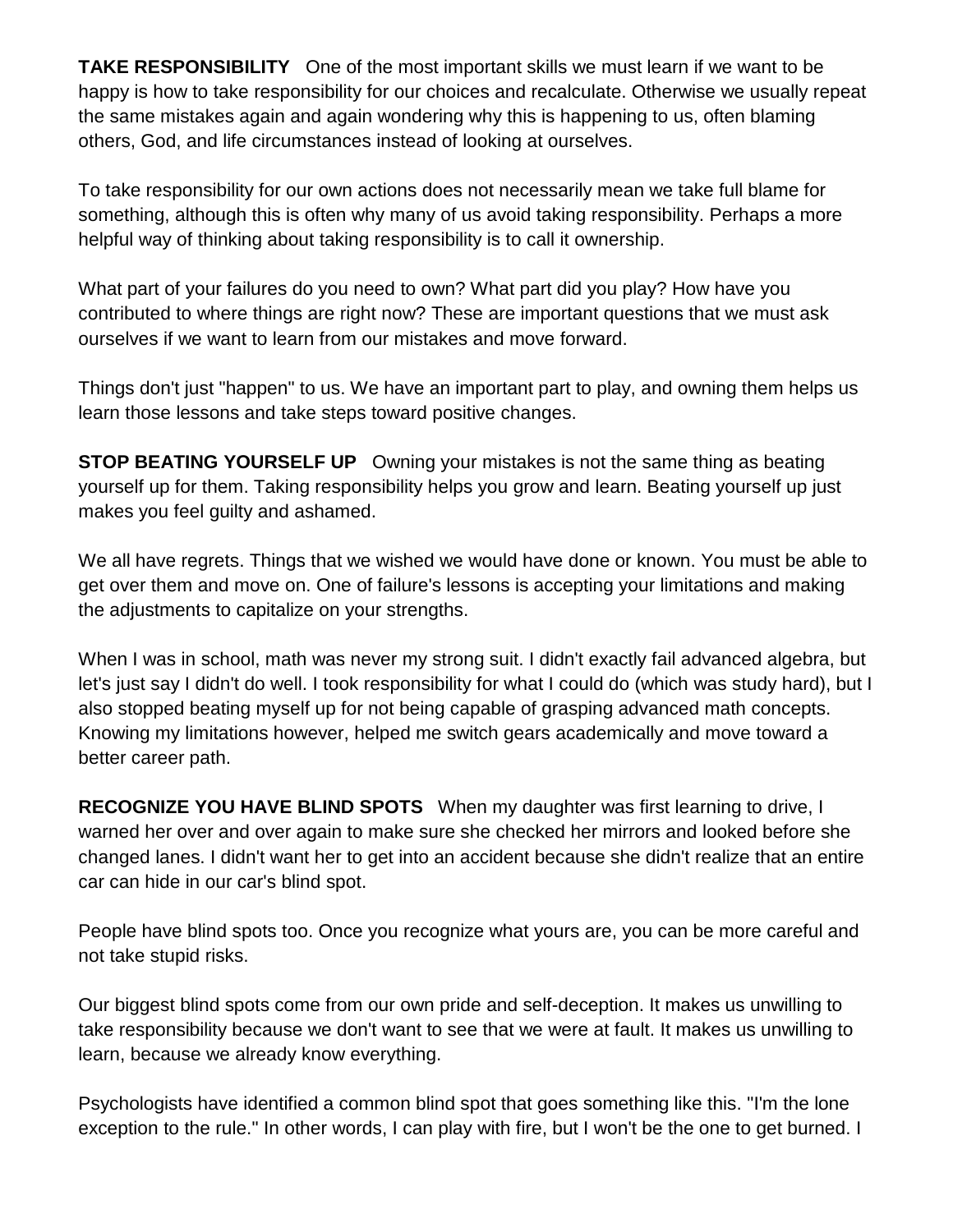**TAKE RESPONSIBILITY** One of the most important skills we must learn if we want to be happy is how to take responsibility for our choices and recalculate. Otherwise we usually repeat the same mistakes again and again wondering why this is happening to us, often blaming others, God, and life circumstances instead of looking at ourselves.

To take responsibility for our own actions does not necessarily mean we take full blame for something, although this is often why many of us avoid taking responsibility. Perhaps a more helpful way of thinking about taking responsibility is to call it ownership.

What part of your failures do you need to own? What part did you play? How have you contributed to where things are right now? These are important questions that we must ask ourselves if we want to learn from our mistakes and move forward.

Things don't just "happen" to us. We have an important part to play, and owning them helps us learn those lessons and take steps toward positive changes.

**STOP BEATING YOURSELF UP** Owning your mistakes is not the same thing as beating yourself up for them. Taking responsibility helps you grow and learn. Beating yourself up just makes you feel guilty and ashamed.

We all have regrets. Things that we wished we would have done or known. You must be able to get over them and move on. One of failure's lessons is accepting your limitations and making the adjustments to capitalize on your strengths.

When I was in school, math was never my strong suit. I didn't exactly fail advanced algebra, but let's just say I didn't do well. I took responsibility for what I could do (which was study hard), but I also stopped beating myself up for not being capable of grasping advanced math concepts. Knowing my limitations however, helped me switch gears academically and move toward a better career path.

**RECOGNIZE YOU HAVE BLIND SPOTS** When my daughter was first learning to drive, I warned her over and over again to make sure she checked her mirrors and looked before she changed lanes. I didn't want her to get into an accident because she didn't realize that an entire car can hide in our car's blind spot.

People have blind spots too. Once you recognize what yours are, you can be more careful and not take stupid risks.

Our biggest blind spots come from our own pride and self-deception. It makes us unwilling to take responsibility because we don't want to see that we were at fault. It makes us unwilling to learn, because we already know everything.

Psychologists have identified a common blind spot that goes something like this. "I'm the lone exception to the rule." In other words, I can play with fire, but I won't be the one to get burned. I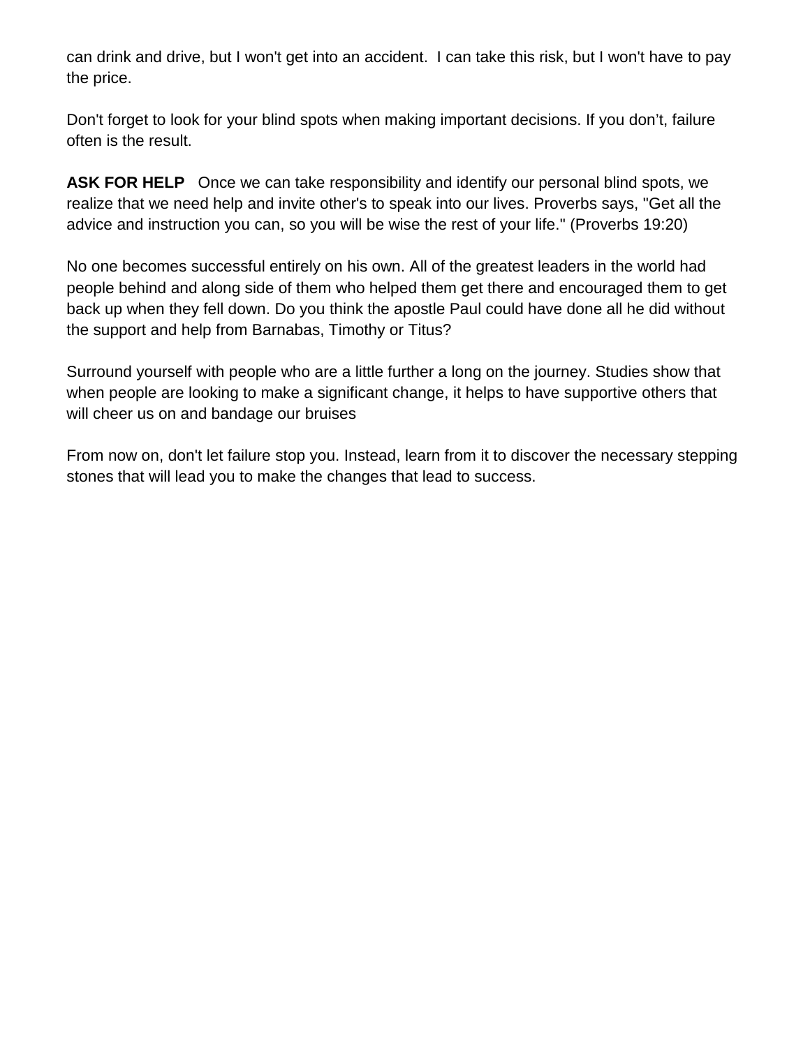can drink and drive, but I won't get into an accident.  I can take this risk, but I won't have to pay the price.

Don't forget to look for your blind spots when making important decisions. If you don’t, failure often is the result.

**ASK FOR HELP**   Once we can take responsibility and identify our personal blind spots, we realize that we need help and invite other's to speak into our lives. Proverbs says, "Get all the advice and instruction you can, so you will be wise the rest of your life." (Proverbs 19:20)

No one becomes successful entirely on his own. All of the greatest leaders in the world had people behind and along side of them who helped them get there and encouraged them to get back up when they fell down. Do you think the apostle Paul could have done all he did without the support and help from Barnabas, Timothy or Titus?

Surround yourself with people who are a little further a long on the journey. Studies show that when people are looking to make a significant change, it helps to have supportive others that will cheer us on and bandage our bruises

From now on, don't let failure stop you. Instead, learn from it to discover the necessary stepping stones that will lead you to make the changes that lead to success.